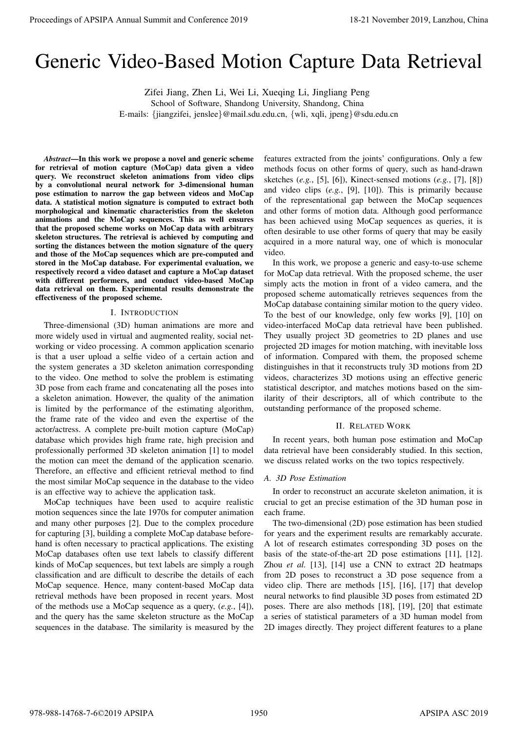# Generic Video-Based Motion Capture Data Retrieval

Zifei Jiang, Zhen Li, Wei Li, Xueqing Li, Jingliang Peng

School of Software, Shandong University, Shandong, China

E-mails: {jiangzifei, jenslee}@mail.sdu.edu.cn, {wli, xqli, jpeng}@sdu.edu.cn

***Abstract*—In this work we propose a novel and generic scheme for retrieval of motion capture (MoCap) data given a video query. We reconstruct skeleton animations from video clips by a convolutional neural network for 3-dimensional human pose estimation to narrow the gap between videos and MoCap data. A statistical motion signature is computed to extract both morphological and kinematic characteristics from the skeleton animations and the MoCap sequences. This as well ensures that the proposed scheme works on MoCap data with arbitrary skeleton structures. The retrieval is achieved by computing and sorting the distances between the motion signature of the query and those of the MoCap sequences which are pre-computed and stored in the MoCap database. For experimental evaluation, we respectively record a video dataset and capture a MoCap dataset with different performers, and conduct video-based MoCap data retrieval on them. Experimental results demonstrate the effectiveness of the proposed scheme.**

## I. Introduction

Three-dimensional (3D) human animations are more and more widely used in virtual and augmented reality, social networking or video processing. A common application scenario is that a user upload a selfie video of a certain action and the system generates a 3D skeleton animation corresponding to the video. One method to solve the problem is estimating 3D pose from each frame and concatenating all the poses into a skeleton animation. However, the quality of the animation is limited by the performance of the estimating algorithm, the frame rate of the video and even the expertise of the actor/actress. A complete pre-built motion capture (MoCap) database which provides high frame rate, high precision and professionally performed 3D skeleton animation [1] to model the motion can meet the demand of the application scenario. Therefore, an effective and efficient retrieval method to find the most similar MoCap sequence in the database to the video is an effective way to achieve the application task.

MoCap techniques have been used to acquire realistic motion sequences since the late 1970s for computer animation and many other purposes [2]. Due to the complex procedure for capturing [3], building a complete MoCap database beforehand is often necessary to practical applications. The existing MoCap databases often use text labels to classify different kinds of MoCap sequences, but text labels are simply a rough classification and are difficult to describe the details of each MoCap sequence. Hence, many content-based MoCap data retrieval methods have been proposed in recent years. Most of the methods use a MoCap sequence as a query, (*e.g.*, [4]), and the query has the same skeleton structure as the MoCap sequences in the database. The similarity is measured by the features extracted from the joints' configurations. Only a few methods focus on other forms of query, such as hand-drawn sketches (*e.g.*, [5], [6]), Kinect-sensed motions (*e.g.*, [7], [8]) and video clips (*e.g.*, [9], [10]). This is primarily because of the representational gap between the MoCap sequences and other forms of motion data. Although good performance has been achieved using MoCap sequences as queries, it is often desirable to use other forms of query that may be easily acquired in a more natural way, one of which is monocular video.

In this work, we propose a generic and easy-to-use scheme for MoCap data retrieval. With the proposed scheme, the user simply acts the motion in front of a video camera, and the proposed scheme automatically retrieves sequences from the MoCap database containing similar motion to the query video. To the best of our knowledge, only few works [9], [10] on video-interfaced MoCap data retrieval have been published. They usually project 3D geometries to 2D planes and use projected 2D images for motion matching, with inevitable loss of information. Compared with them, the proposed scheme distinguishes in that it reconstructs truly 3D motions from 2D videos, characterizes 3D motions using an effective generic statistical descriptor, and matches motions based on the similarity of their descriptors, all of which contribute to the outstanding performance of the proposed scheme.

## II. Related Work

In recent years, both human pose estimation and MoCap data retrieval have been considerably studied. In this section, we discuss related works on the two topics respectively.

### A. 3D Pose Estimation

In order to reconstruct an accurate skeleton animation, it is crucial to get an precise estimation of the 3D human pose in each frame.

The two-dimensional (2D) pose estimation has been studied for years and the experiment results are remarkably accurate. A lot of research estimates corresponding 3D poses on the basis of the state-of-the-art 2D pose estimations [11], [12]. Zhou *et al.* [13], [14] use a CNN to extract 2D heatmaps from 2D poses to reconstruct a 3D pose sequence from a video clip. There are methods [15], [16], [17] that develop neural networks to find plausible 3D poses from estimated 2D poses. There are also methods [18], [19], [20] that estimate a series of statistical parameters of a 3D human model from 2D images directly. They project different features to a plane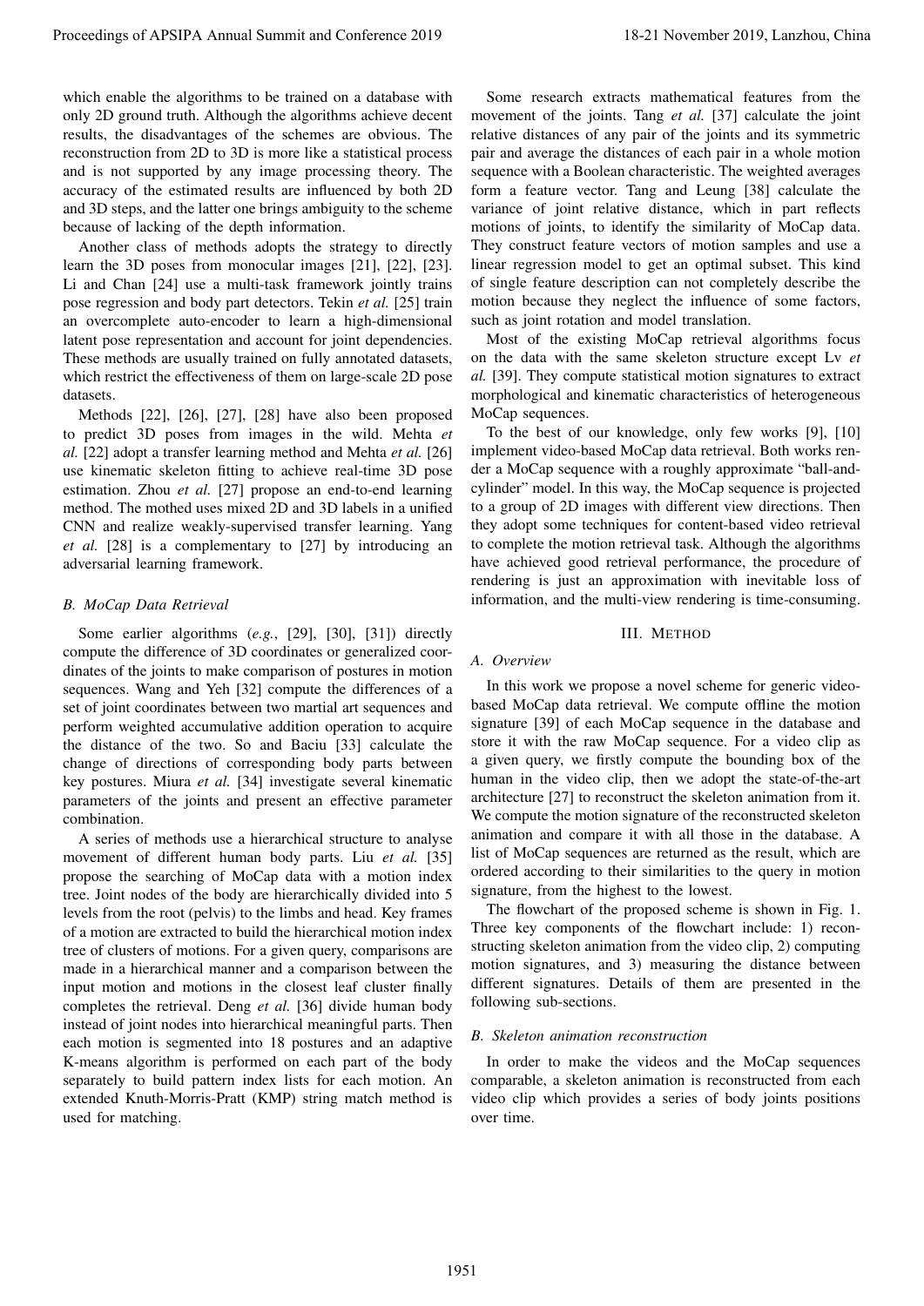which enable the algorithms to be trained on a database with only 2D ground truth. Although the algorithms achieve decent results, the disadvantages of the schemes are obvious. The reconstruction from 2D to 3D is more like a statistical process and is not supported by any image processing theory. The accuracy of the estimated results are influenced by both 2D and 3D steps, and the latter one brings ambiguity to the scheme because of lacking of the depth information.

Another class of methods adopts the strategy to directly learn the 3D poses from monocular images [21], [22], [23]. Li and Chan [24] use a multi-task framework jointly trains pose regression and body part detectors. Tekin *et al.* [25] train an overcomplete auto-encoder to learn a high-dimensional latent pose representation and account for joint dependencies. These methods are usually trained on fully annotated datasets, which restrict the effectiveness of them on large-scale 2D pose datasets.

Methods [22], [26], [27], [28] have also been proposed to predict 3D poses from images in the wild. Mehta *et al.* [22] adopt a transfer learning method and Mehta *et al.* [26] use kinematic skeleton fitting to achieve real-time 3D pose estimation. Zhou *et al.* [27] propose an end-to-end learning method. The mothed uses mixed 2D and 3D labels in a unified CNN and realize weakly-supervised transfer learning. Yang *et al.* [28] is a complementary to [27] by introducing an adversarial learning framework.

### B. MoCap Data Retrieval

Some earlier algorithms (*e.g.*, [29], [30], [31]) directly compute the difference of 3D coordinates or generalized coordinates of the joints to make comparison of postures in motion sequences. Wang and Yeh [32] compute the differences of a set of joint coordinates between two martial art sequences and perform weighted accumulative addition operation to acquire the distance of the two. So and Baciu [33] calculate the change of directions of corresponding body parts between key postures. Miura *et al.* [34] investigate several kinematic parameters of the joints and present an effective parameter combination.

A series of methods use a hierarchical structure to analyse movement of different human body parts. Liu *et al.* [35] propose the searching of MoCap data with a motion index tree. Joint nodes of the body are hierarchically divided into 5 levels from the root (pelvis) to the limbs and head. Key frames of a motion are extracted to build the hierarchical motion index tree of clusters of motions. For a given query, comparisons are made in a hierarchical manner and a comparison between the input motion and motions in the closest leaf cluster finally completes the retrieval. Deng *et al.* [36] divide human body instead of joint nodes into hierarchical meaningful parts. Then each motion is segmented into 18 postures and an adaptive K-means algorithm is performed on each part of the body separately to build pattern index lists for each motion. An extended Knuth-Morris-Pratt (KMP) string match method is used for matching.

Some research extracts mathematical features from the movement of the joints. Tang *et al.* [37] calculate the joint relative distances of any pair of the joints and its symmetric pair and average the distances of each pair in a whole motion sequence with a Boolean characteristic. The weighted averages form a feature vector. Tang and Leung [38] calculate the variance of joint relative distance, which in part reflects motions of joints, to identify the similarity of MoCap data. They construct feature vectors of motion samples and use a linear regression model to get an optimal subset. This kind of single feature description can not completely describe the motion because they neglect the influence of some factors, such as joint rotation and model translation.

Most of the existing MoCap retrieval algorithms focus on the data with the same skeleton structure except Lv *et al.* [39]. They compute statistical motion signatures to extract morphological and kinematic characteristics of heterogeneous MoCap sequences.

To the best of our knowledge, only few works [9], [10] implement video-based MoCap data retrieval. Both works render a MoCap sequence with a roughly approximate "ball-and-cylinder" model. In this way, the MoCap sequence is projected to a group of 2D images with different view directions. Then they adopt some techniques for content-based video retrieval to complete the motion retrieval task. Although the algorithms have achieved good retrieval performance, the procedure of rendering is just an approximation with inevitable loss of information, and the multi-view rendering is time-consuming.

## III. Method

### A. Overview

In this work we propose a novel scheme for generic video-based MoCap data retrieval. We compute offline the motion signature [39] of each MoCap sequence in the database and store it with the raw MoCap sequence. For a video clip as a given query, we firstly compute the bounding box of the human in the video clip, then we adopt the state-of-the-art architecture [27] to reconstruct the skeleton animation from it. We compute the motion signature of the reconstructed skeleton animation and compare it with all those in the database. A list of MoCap sequences are returned as the result, which are ordered according to their similarities to the query in motion signature, from the highest to the lowest.

The flowchart of the proposed scheme is shown in Fig. 1. Three key components of the flowchart include: 1) reconstructing skeleton animation from the video clip, 2) computing motion signatures, and 3) measuring the distance between different signatures. Details of them are presented in the following sub-sections.

### B. Skeleton animation reconstruction

In order to make the videos and the MoCap sequences comparable, a skeleton animation is reconstructed from each video clip which provides a series of body joints positions over time.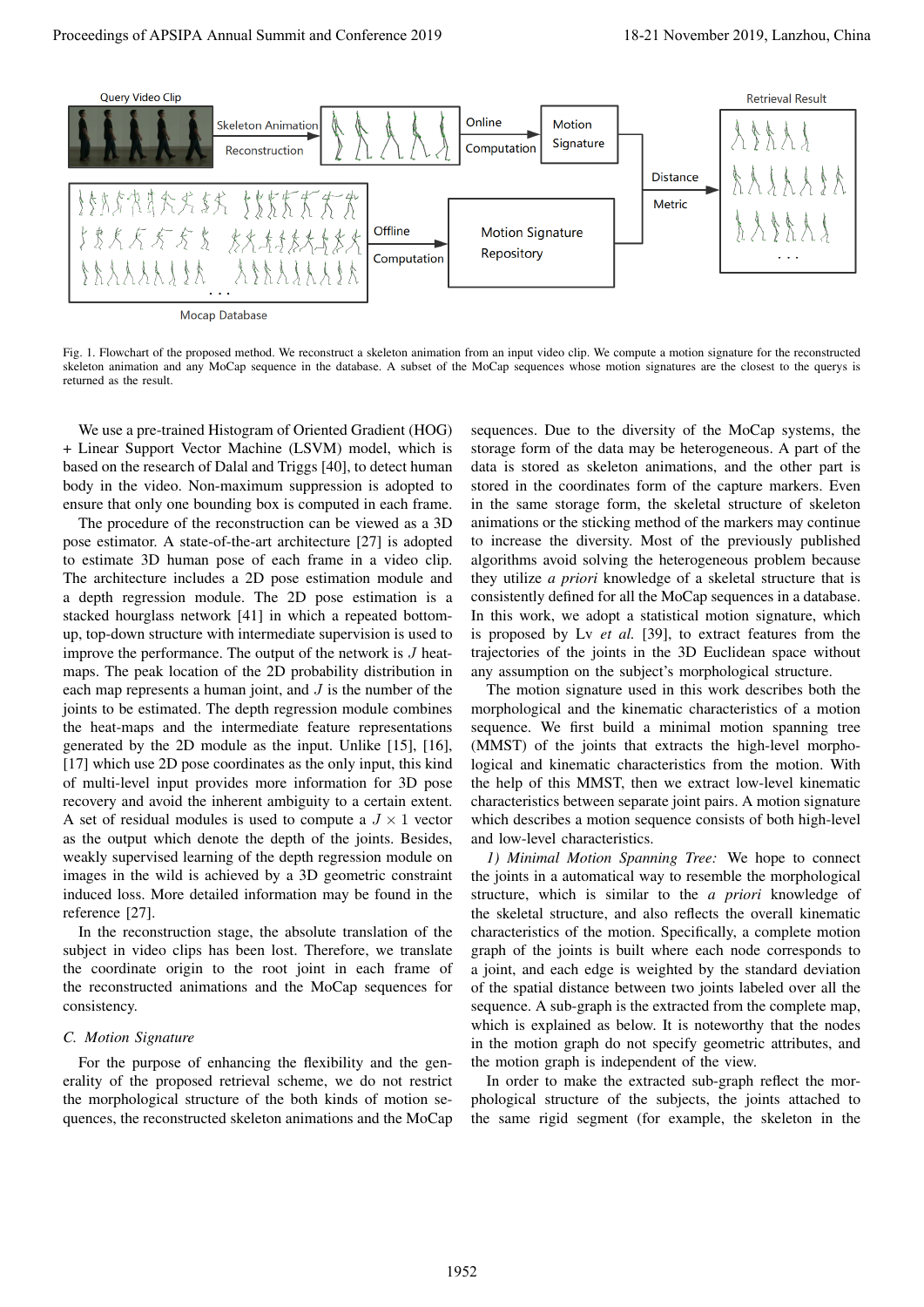Fig. 1. Flowchart of the proposed method. We reconstruct a skeleton animation from an input video clip. We compute a motion signature for the reconstructed skeleton animation and any MoCap sequence in the database. A subset of the MoCap sequences whose motion signatures are the closest to the querys is returned as the result.

We use a pre-trained Histogram of Oriented Gradient (HOG) + Linear Support Vector Machine (LSVM) model, which is based on the research of Dalal and Triggs [40], to detect human body in the video. Non-maximum suppression is adopted to ensure that only one bounding box is computed in each frame.

The procedure of the reconstruction can be viewed as a 3D pose estimator. A state-of-the-art architecture [27] is adopted to estimate 3D human pose of each frame in a video clip. The architecture includes a 2D pose estimation module and a depth regression module. The 2D pose estimation is a stacked hourglass network [41] in which a repeated bottom-up, top-down structure with intermediate supervision is used to improve the performance. The output of the network is $J$ heat-maps. The peak location of the 2D probability distribution in each map represents a human joint, and $J$ is the number of the joints to be estimated. The depth regression module combines the heat-maps and the intermediate feature representations generated by the 2D module as the input. Unlike [15], [16], [17] which use 2D pose coordinates as the only input, this kind of multi-level input provides more information for 3D pose recovery and avoid the inherent ambiguity to a certain extent. A set of residual modules is used to compute a $J \times 1$ vector as the output which denote the depth of the joints. Besides, weakly supervised learning of the depth regression module on images in the wild is achieved by a 3D geometric constraint induced loss. More detailed information may be found in the reference [27].

In the reconstruction stage, the absolute translation of the subject in video clips has been lost. Therefore, we translate the coordinate origin to the root joint in each frame of the reconstructed animations and the MoCap sequences for consistency.

### C. Motion Signature

For the purpose of enhancing the flexibility and the generality of the proposed retrieval scheme, we do not restrict the morphological structure of the both kinds of motion sequences, the reconstructed skeleton animations and the MoCap sequences. Due to the diversity of the MoCap systems, the storage form of the data may be heterogeneous. A part of the data is stored as skeleton animations, and the other part is stored in the coordinates form of the capture markers. Even in the same storage form, the skeletal structure of skeleton animations or the sticking method of the markers may continue to increase the diversity. Most of the previously published algorithms avoid solving the heterogeneous problem because they utilize *a priori* knowledge of a skeletal structure that is consistently defined for all the MoCap sequences in a database. In this work, we adopt a statistical motion signature, which is proposed by Lv *et al.* [39], to extract features from the trajectories of the joints in the 3D Euclidean space without any assumption on the subject's morphological structure.

The motion signature used in this work describes both the morphological and the kinematic characteristics of a motion sequence. We first build a minimal motion spanning tree (MMST) of the joints that extracts the high-level morphological and kinematic characteristics from the motion. With the help of this MMST, then we extract low-level kinematic characteristics between separate joint pairs. A motion signature which describes a motion sequence consists of both high-level and low-level characteristics.

*1) Minimal Motion Spanning Tree:* We hope to connect the joints in a automatical way to resemble the morphological structure, which is similar to the *a priori* knowledge of the skeletal structure, and also reflects the overall kinematic characteristics of the motion. Specifically, a complete motion graph of the joints is built where each node corresponds to a joint, and each edge is weighted by the standard deviation of the spatial distance between two joints labeled over all the sequence. A sub-graph is the extracted from the complete map, which is explained as below. It is noteworthy that the nodes in the motion graph do not specify geometric attributes, and the motion graph is independent of the view.

In order to make the extracted sub-graph reflect the morphological structure of the subjects, the joints attached to the same rigid segment (for example, the skeleton in the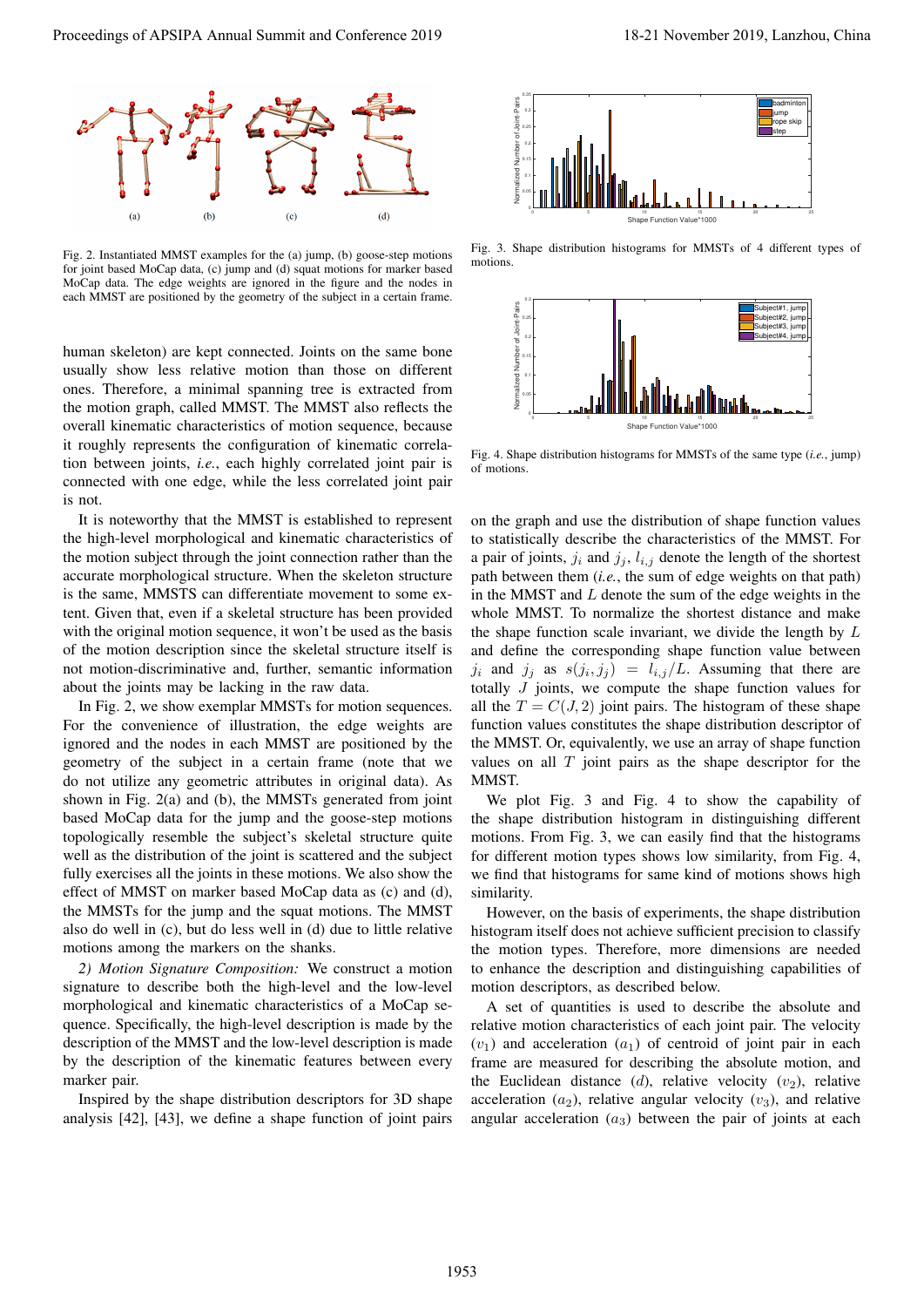Fig. 2. Instantiated MMST examples for the (a) jump, (b) goose-step motions for joint based MoCap data, (c) jump and (d) squat motions for marker based MoCap data. The edge weights are ignored in the figure and the nodes in each MMST are positioned by the geometry of the subject in a certain frame.

human skeleton) are kept connected. Joints on the same bone usually show less relative motion than those on different ones. Therefore, a minimal spanning tree is extracted from the motion graph, called MMST. The MMST also reflects the overall kinematic characteristics of motion sequence, because it roughly represents the configuration of kinematic correlation between joints, *i.e.*, each highly correlated joint pair is connected with one edge, while the less correlated joint pair is not.

It is noteworthy that the MMST is established to represent the high-level morphological and kinematic characteristics of the motion subject through the joint connection rather than the accurate morphological structure. When the skeleton structure is the same, MMSTS can differentiate movement to some extent. Given that, even if a skeletal structure has been provided with the original motion sequence, it won't be used as the basis of the motion description since the skeletal structure itself is not motion-discriminative and, further, semantic information about the joints may be lacking in the raw data.

In Fig. 2, we show exemplar MMSTs for motion sequences. For the convenience of illustration, the edge weights are ignored and the nodes in each MMST are positioned by the geometry of the subject in a certain frame (note that we do not utilize any geometric attributes in original data). As shown in Fig. 2(a) and (b), the MMSTs generated from joint based MoCap data for the jump and the goose-step motions topologically resemble the subject's skeletal structure quite well as the distribution of the joint is scattered and the subject fully exercises all the joints in these motions. We also show the effect of MMST on marker based MoCap data as (c) and (d), the MMSTs for the jump and the squat motions. The MMST also do well in (c), but do less well in (d) due to little relative motions among the markers on the shanks.

*2) Motion Signature Composition:* We construct a motion signature to describe both the high-level and the low-level morphological and kinematic characteristics of a MoCap sequence. Specifically, the high-level description is made by the description of the MMST and the low-level description is made by the description of the kinematic features between every marker pair.

Inspired by the shape distribution descriptors for 3D shape analysis [42], [43], we define a shape function of joint pairs on the graph and use the distribution of shape function values to statistically describe the characteristics of the MMST. For a pair of joints, $j_i$ and $j_j$, $l_{i,j}$ denote the length of the shortest path between them (*i.e.*, the sum of edge weights on that path) in the MMST and $L$ denote the sum of the edge weights in the whole MMST. To normalize the shortest distance and make the shape function scale invariant, we divide the length by $L$ and define the corresponding shape function value between $j_i$ and $j_j$ as $s(j_i, j_j) = l_{i,j}/L$. Assuming that there are totally $J$ joints, we compute the shape function values for all the $T = C(J, 2)$ joint pairs. The histogram of these shape function values constitutes the shape distribution descriptor of the MMST. Or, equivalently, we use an array of shape function values on all $T$ joint pairs as the shape descriptor for the MMST.

Fig. 3. Shape distribution histograms for MMSTs of 4 different types of motions.

Fig. 4. Shape distribution histograms for MMSTs of the same type (*i.e.*, jump) of motions.

We plot Fig. 3 and Fig. 4 to show the capability of the shape distribution histogram in distinguishing different motions. From Fig. 3, we can easily find that the histograms for different motion types shows low similarity, from Fig. 4, we find that histograms for same kind of motions shows high similarity.

However, on the basis of experiments, the shape distribution histogram itself does not achieve sufficient precision to classify the motion types. Therefore, more dimensions are needed to enhance the description and distinguishing capabilities of motion descriptors, as described below.

A set of quantities is used to describe the absolute and relative motion characteristics of each joint pair. The velocity ($v_1$) and acceleration ($a_1$) of centroid of joint pair in each frame are measured for describing the absolute motion, and the Euclidean distance ($d$), relative velocity ($v_2$), relative acceleration ($a_2$), relative angular velocity ($v_3$), and relative angular acceleration ($a_3$) between the pair of joints at each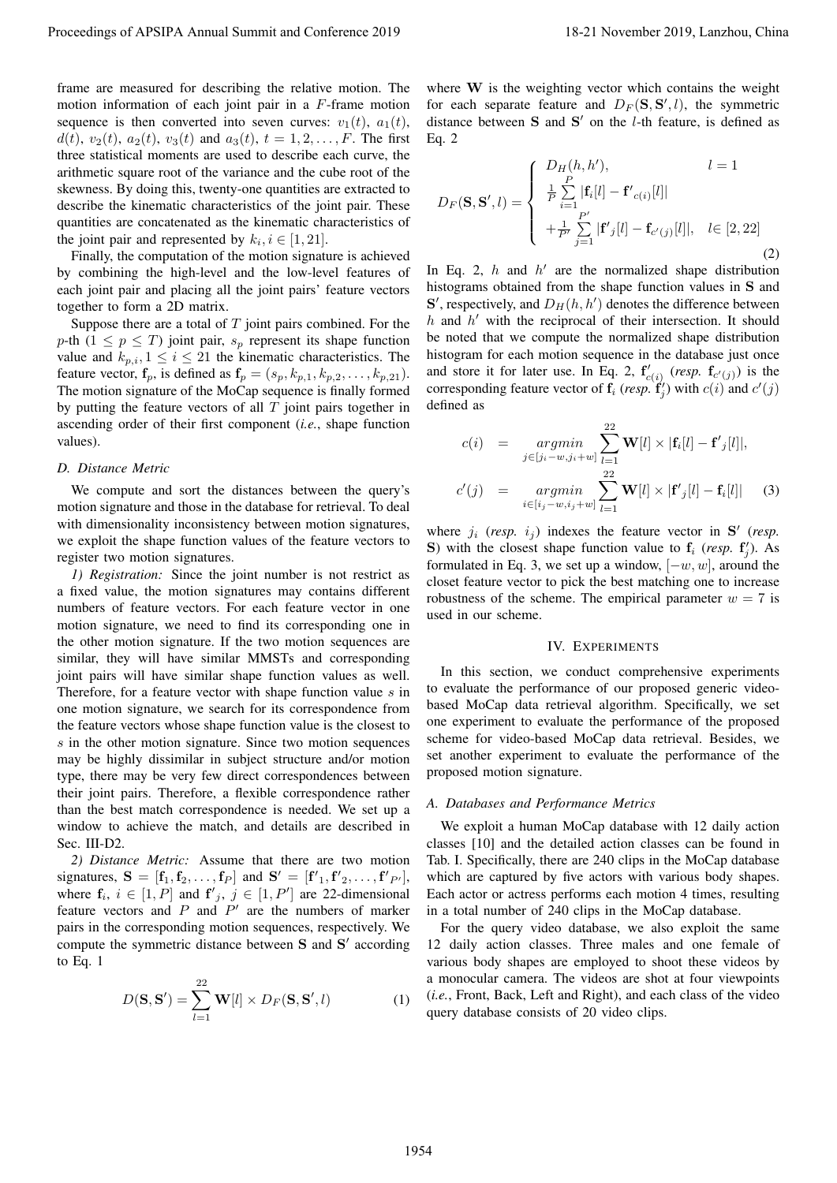frame are measured for describing the relative motion. The motion information of each joint pair in a $F$-frame motion sequence is then converted into seven curves: $v_1(t)$, $a_1(t)$, $d(t)$, $v_2(t)$, $a_2(t)$, $v_3(t)$ and $a_3(t)$, $t = 1, 2, \ldots, F$. The first three statistical moments are used to describe each curve, the arithmetic square root of the variance and the cube root of the skewness. By doing this, twenty-one quantities are extracted to describe the kinematic characteristics of the joint pair. These quantities are concatenated as the kinematic characteristics of the joint pair and represented by $k_i, i \in [1, 21]$.

Finally, the computation of the motion signature is achieved by combining the high-level and the low-level features of each joint pair and placing all the joint pairs' feature vectors together to form a 2D matrix.

Suppose there are a total of $T$ joint pairs combined. For the $p$-th ($1 \leq p \leq T$) joint pair, $s_p$ represent its shape function value and $k_{p,i}, 1 \leq i \leq 21$ the kinematic characteristics. The feature vector, $\mathbf{f}_p$, is defined as $\mathbf{f}_p = (s_p, k_{p,1}, k_{p,2}, \ldots, k_{p,21})$. The motion signature of the MoCap sequence is finally formed by putting the feature vectors of all $T$ joint pairs together in ascending order of their first component (*i.e.*, shape function values).

### *D. Distance Metric*

We compute and sort the distances between the query's motion signature and those in the database for retrieval. To deal with dimensionality inconsistency between motion signatures, we exploit the shape function values of the feature vectors to register two motion signatures.

*1) Registration:* Since the joint number is not restrict as a fixed value, the motion signatures may contains different numbers of feature vectors. For each feature vector in one motion signature, we need to find its corresponding one in the other motion signature. If the two motion sequences are similar, they will have similar MMSTs and corresponding joint pairs will have similar shape function values as well. Therefore, for a feature vector with shape function value $s$ in one motion signature, we search for its correspondence from the feature vectors whose shape function value is the closest to $s$ in the other motion signature. Since two motion sequences may be highly dissimilar in subject structure and/or motion type, there may be very few direct correspondences between their joint pairs. Therefore, a flexible correspondence rather than the best match correspondence is needed. We set up a window to achieve the match, and details are described in Sec. III-D2.

*2) Distance Metric:* Assume that there are two motion signatures, $\mathbf{S} = [\mathbf{f}_1, \mathbf{f}_2, \ldots, \mathbf{f}_P]$ and $\mathbf{S}' = [\mathbf{f}'_1, \mathbf{f}'_2, \ldots, \mathbf{f}'_{P'}]$, where $\mathbf{f}_i$, $i \in [1, P]$ and $\mathbf{f}'_j$, $j \in [1, P']$ are 22-dimensional feature vectors and $P$ and $P'$ are the numbers of marker pairs in the corresponding motion sequences, respectively. We compute the symmetric distance between $\mathbf{S}$ and $\mathbf{S}'$ according to Eq. 1

$$D(\mathbf{S}, \mathbf{S}') = \sum_{l=1}^{22} \mathbf{W}[l] \times D_F(\mathbf{S}, \mathbf{S}', l) \tag{1}$$

where $\mathbf{W}$ is the weighting vector which contains the weight for each separate feature and $D_F(\mathbf{S}, \mathbf{S}', l)$, the symmetric distance between $\mathbf{S}$ and $\mathbf{S}'$ on the $l$-th feature, is defined as Eq. 2

$$D_F(\mathbf{S}, \mathbf{S}', l) = \begin{cases} D_H(h, h'), & l = 1 \\ \frac{1}{P} \sum\limits_{i=1}^{P} |\mathbf{f}_i[l] - \mathbf{f}'_{c(i)}[l]| & \\ + \frac{1}{P'} \sum\limits_{j=1}^{P'} |\mathbf{f}'_j[l] - \mathbf{f}_{c'(j)}[l]|, & l \in [2, 22] \end{cases} \tag{2}$$

In Eq. 2, $h$ and $h'$ are the normalized shape distribution histograms obtained from the shape function values in $\mathbf{S}$ and $\mathbf{S}'$, respectively, and $D_H(h, h')$ denotes the difference between $h$ and $h'$ with the reciprocal of their intersection. It should be noted that we compute the normalized shape distribution histogram for each motion sequence in the database just once and store it for later use. In Eq. 2, $\mathbf{f}'_{c(i)}$ (*resp.* $\mathbf{f}_{c'(j)}$) is the corresponding feature vector of $\mathbf{f}_i$ (*resp.* $\mathbf{f}'_j$) with $c(i)$ and $c'(j)$ defined as

$$\begin{aligned} c(i) &= \underset{j \in [j_i - w, j_i + w]}{argmin} \sum_{l=1}^{22} \mathbf{W}[l] \times |\mathbf{f}_i[l] - \mathbf{f}'_j[l]|, \\ c'(j) &= \underset{i \in [i_j - w, i_j + w]}{argmin} \sum_{l=1}^{22} \mathbf{W}[l] \times |\mathbf{f}'_j[l] - \mathbf{f}_i[l]| \end{aligned} \tag{3}$$

where $j_i$ (*resp.* $i_j$) indexes the feature vector in $\mathbf{S}'$ (*resp.* $\mathbf{S}$) with the closest shape function value to $\mathbf{f}_i$ (*resp.* $\mathbf{f}'_j$). As formulated in Eq. 3, we set up a window, $[-w, w]$, around the closet feature vector to pick the best matching one to increase robustness of the scheme. The empirical parameter $w = 7$ is used in our scheme.

## IV. Experiments

In this section, we conduct comprehensive experiments to evaluate the performance of our proposed generic video-based MoCap data retrieval algorithm. Specifically, we set one experiment to evaluate the performance of the proposed scheme for video-based MoCap data retrieval. Besides, we set another experiment to evaluate the performance of the proposed motion signature.

### *A. Databases and Performance Metrics*

We exploit a human MoCap database with 12 daily action classes [10] and the detailed action classes can be found in Tab. I. Specifically, there are 240 clips in the MoCap database which are captured by five actors with various body shapes. Each actor or actress performs each motion 4 times, resulting in a total number of 240 clips in the MoCap database.

For the query video database, we also exploit the same 12 daily action classes. Three males and one female of various body shapes are employed to shoot these videos by a monocular camera. The videos are shot at four viewpoints (*i.e.*, Front, Back, Left and Right), and each class of the video query database consists of 20 video clips.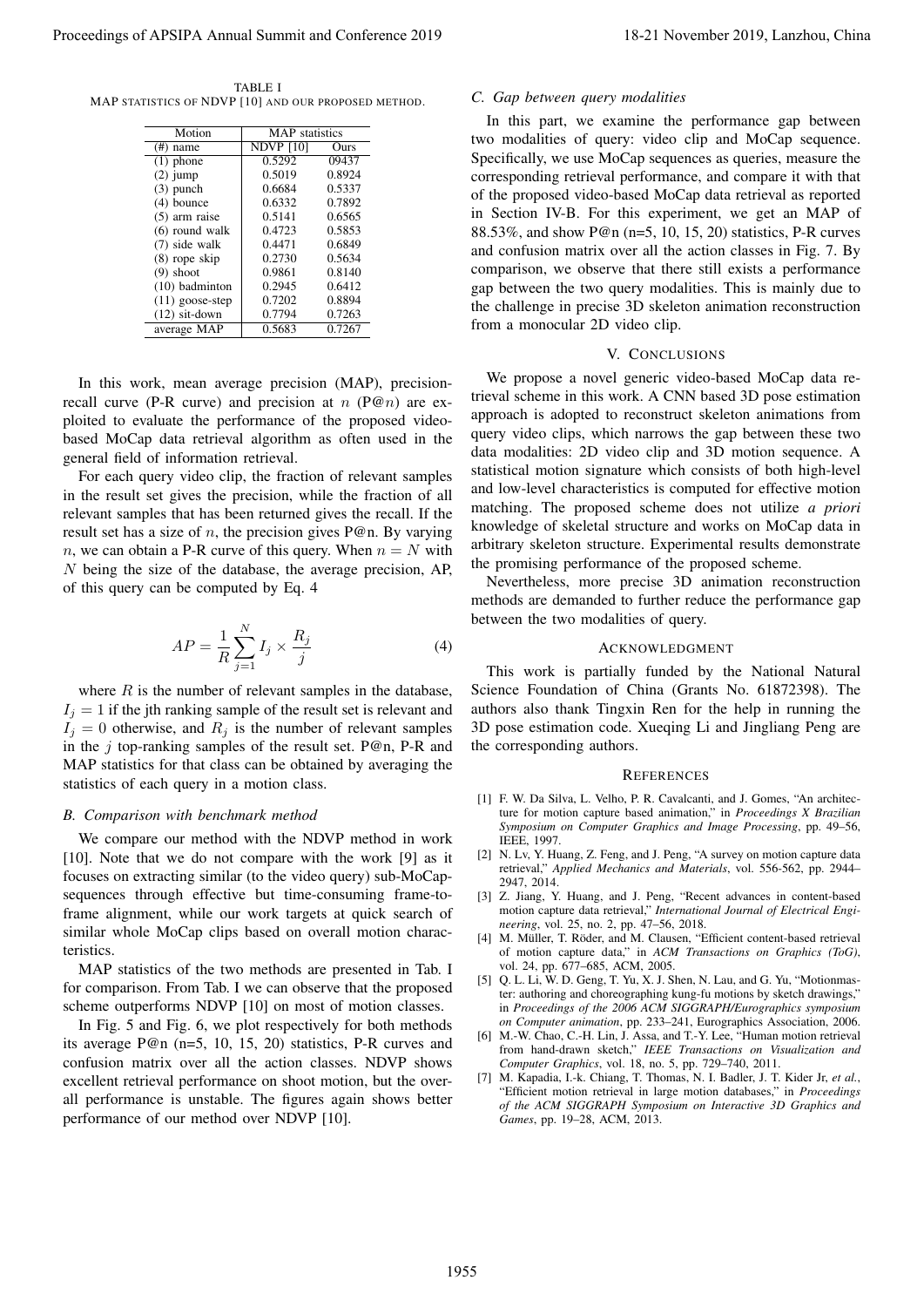TABLE I
MAP STATISTICS OF NDVP [10] AND OUR PROPOSED METHOD.

| Motion | MAP statistics | |
|---|---|---|
| (#) name | NDVP [10] | Ours |
| (1) phone | 0.5292 | 09437 |
| (2) jump | 0.5019 | 0.8924 |
| (3) punch | 0.6684 | 0.5337 |
| (4) bounce | 0.6332 | 0.7892 |
| (5) arm raise | 0.5141 | 0.6565 |
| (6) round walk | 0.4723 | 0.5853 |
| (7) side walk | 0.4471 | 0.6849 |
| (8) rope skip | 0.2730 | 0.5634 |
| (9) shoot | 0.9861 | 0.8140 |
| (10) badminton | 0.2945 | 0.6412 |
| (11) goose-step | 0.7202 | 0.8894 |
| (12) sit-down | 0.7794 | 0.7263 |
| average MAP | 0.5683 | 0.7267 |

In this work, mean average precision (MAP), precision-recall curve (P-R curve) and precision at $n$ (P@$n$) are exploited to evaluate the performance of the proposed video-based MoCap data retrieval algorithm as often used in the general field of information retrieval.

For each query video clip, the fraction of relevant samples in the result set gives the precision, while the fraction of all relevant samples that has been returned gives the recall. If the result set has a size of $n$, the precision gives P@n. By varying $n$, we can obtain a P-R curve of this query. When $n = N$ with $N$ being the size of the database, the average precision, AP, of this query can be computed by Eq. 4

$$AP = \frac{1}{R} \sum_{j=1}^{N} I_j \times \frac{R_j}{j} \tag{4}$$

where $R$ is the number of relevant samples in the database, $I_j = 1$ if the jth ranking sample of the result set is relevant and $I_j = 0$ otherwise, and $R_j$ is the number of relevant samples in the $j$ top-ranking samples of the result set. P@n, P-R and MAP statistics for that class can be obtained by averaging the statistics of each query in a motion class.

### *B. Comparison with benchmark method*

We compare our method with the NDVP method in work [10]. Note that we do not compare with the work [9] as it focuses on extracting similar (to the video query) sub-MoCap-sequences through effective but time-consuming frame-to-frame alignment, while our work targets at quick search of similar whole MoCap clips based on overall motion characteristics.

MAP statistics of the two methods are presented in Tab. I for comparison. From Tab. I we can observe that the proposed scheme outperforms NDVP [10] on most of motion classes.

In Fig. 5 and Fig. 6, we plot respectively for both methods its average P@n (n=5, 10, 15, 20) statistics, P-R curves and confusion matrix over all the action classes. NDVP shows excellent retrieval performance on shoot motion, but the overall performance is unstable. The figures again shows better performance of our method over NDVP [10].

### *C. Gap between query modalities*

In this part, we examine the performance gap between two modalities of query: video clip and MoCap sequence. Specifically, we use MoCap sequences as queries, measure the corresponding retrieval performance, and compare it with that of the proposed video-based MoCap data retrieval as reported in Section IV-B. For this experiment, we get an MAP of 88.53%, and show P@n (n=5, 10, 15, 20) statistics, P-R curves and confusion matrix over all the action classes in Fig. 7. By comparison, we observe that there still exists a performance gap between the two query modalities. This is mainly due to the challenge in precise 3D skeleton animation reconstruction from a monocular 2D video clip.

## V. CONCLUSIONS

We propose a novel generic video-based MoCap data retrieval scheme in this work. A CNN based 3D pose estimation approach is adopted to reconstruct skeleton animations from query video clips, which narrows the gap between these two data modalities: 2D video clip and 3D motion sequence. A statistical motion signature which consists of both high-level and low-level characteristics is computed for effective motion matching. The proposed scheme does not utilize *a priori* knowledge of skeletal structure and works on MoCap data in arbitrary skeleton structure. Experimental results demonstrate the promising performance of the proposed scheme.

Nevertheless, more precise 3D animation reconstruction methods are demanded to further reduce the performance gap between the two modalities of query.

## ACKNOWLEDGMENT

This work is partially funded by the National Natural Science Foundation of China (Grants No. 61872398). The authors also thank Tingxin Ren for the help in running the 3D pose estimation code. Xueqing Li and Jingliang Peng are the corresponding authors.

## REFERENCES

[1] F. W. Da Silva, L. Velho, P. R. Cavalcanti, and J. Gomes, "An architecture for motion capture based animation," in *Proceedings X Brazilian Symposium on Computer Graphics and Image Processing*, pp. 49–56, IEEE, 1997.

[2] N. Lv, Y. Huang, Z. Feng, and J. Peng, "A survey on motion capture data retrieval," *Applied Mechanics and Materials*, vol. 556-562, pp. 2944–2947, 2014.

[3] Z. Jiang, Y. Huang, and J. Peng, "Recent advances in content-based motion capture data retrieval," *International Journal of Electrical Engineering*, vol. 25, no. 2, pp. 47–56, 2018.

[4] M. Müller, T. Röder, and M. Clausen, "Efficient content-based retrieval of motion capture data," in *ACM Transactions on Graphics (ToG)*, vol. 24, pp. 677–685, ACM, 2005.

[5] Q. L. Li, W. D. Geng, T. Yu, X. J. Shen, N. Lau, and G. Yu, "Motionmaster: authoring and choreographing kung-fu motions by sketch drawings," in *Proceedings of the 2006 ACM SIGGRAPH/Eurographics symposium on Computer animation*, pp. 233–241, Eurographics Association, 2006.

[6] M.-W. Chao, C.-H. Lin, J. Assa, and T.-Y. Lee, "Human motion retrieval from hand-drawn sketch," *IEEE Transactions on Visualization and Computer Graphics*, vol. 18, no. 5, pp. 729–740, 2011.

[7] M. Kapadia, I.-k. Chiang, T. Thomas, N. I. Badler, J. T. Kider Jr, *et al.*, "Efficient motion retrieval in large motion databases," in *Proceedings of the ACM SIGGRAPH Symposium on Interactive 3D Graphics and Games*, pp. 19–28, ACM, 2013.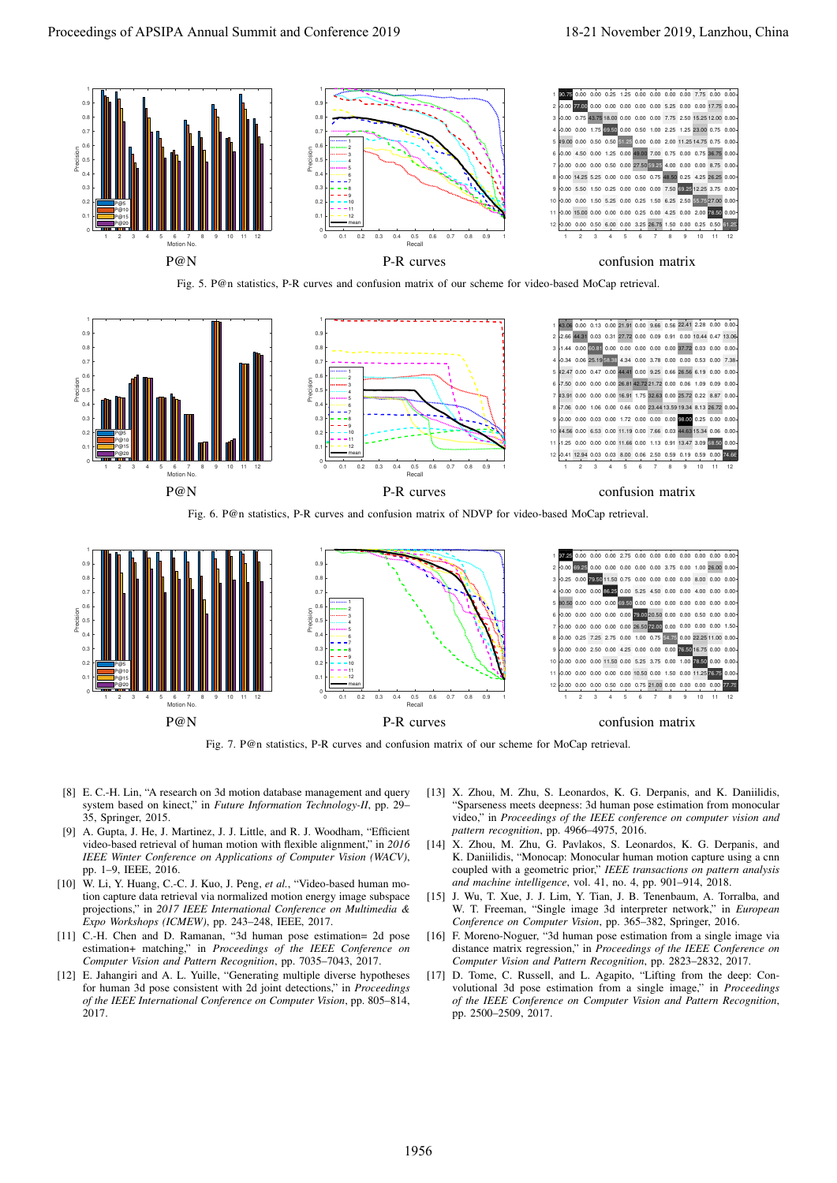P@N P-R curves confusion matrix

Fig. 5. P@n statistics, P-R curves and confusion matrix of our scheme for video-based MoCap retrieval.

P@N P-R curves confusion matrix

Fig. 6. P@n statistics, P-R curves and confusion matrix of NDVP for video-based MoCap retrieval.

P@N P-R curves confusion matrix

Fig. 7. P@n statistics, P-R curves and confusion matrix of our scheme for MoCap retrieval.

[8] E. C.-H. Lin, "A research on 3d motion database management and query system based on kinect," in *Future Information Technology-II*, pp. 29–35, Springer, 2015.

[9] A. Gupta, J. He, J. Martinez, J. J. Little, and R. J. Woodham, "Efficient video-based retrieval of human motion with flexible alignment," in *2016 IEEE Winter Conference on Applications of Computer Vision (WACV)*, pp. 1–9, IEEE, 2016.

[10] W. Li, Y. Huang, C.-C. J. Kuo, J. Peng, *et al.*, "Video-based human motion capture data retrieval via normalized motion energy image subspace projections," in *2017 IEEE International Conference on Multimedia & Expo Workshops (ICMEW)*, pp. 243–248, IEEE, 2017.

[11] C.-H. Chen and D. Ramanan, "3d human pose estimation= 2d pose estimation+ matching," in *Proceedings of the IEEE Conference on Computer Vision and Pattern Recognition*, pp. 7035–7043, 2017.

[12] E. Jahangiri and A. L. Yuille, "Generating multiple diverse hypotheses for human 3d pose consistent with 2d joint detections," in *Proceedings of the IEEE International Conference on Computer Vision*, pp. 805–814, 2017.

[13] X. Zhou, M. Zhu, S. Leonardos, K. G. Derpanis, and K. Daniilidis, "Sparseness meets deepness: 3d human pose estimation from monocular video," in *Proceedings of the IEEE conference on computer vision and pattern recognition*, pp. 4966–4975, 2016.

[14] X. Zhou, M. Zhu, G. Pavlakos, S. Leonardos, K. G. Derpanis, and K. Daniilidis, "Monocap: Monocular human motion capture using a cnn coupled with a geometric prior," *IEEE transactions on pattern analysis and machine intelligence*, vol. 41, no. 4, pp. 901–914, 2018.

[15] J. Wu, T. Xue, J. J. Lim, Y. Tian, J. B. Tenenbaum, A. Torralba, and W. T. Freeman, "Single image 3d interpreter network," in *European Conference on Computer Vision*, pp. 365–382, Springer, 2016.

[16] F. Moreno-Noguer, "3d human pose estimation from a single image via distance matrix regression," in *Proceedings of the IEEE Conference on Computer Vision and Pattern Recognition*, pp. 2823–2832, 2017.

[17] D. Tome, C. Russell, and L. Agapito, "Lifting from the deep: Convolutional 3d pose estimation from a single image," in *Proceedings of the IEEE Conference on Computer Vision and Pattern Recognition*, pp. 2500–2509, 2017.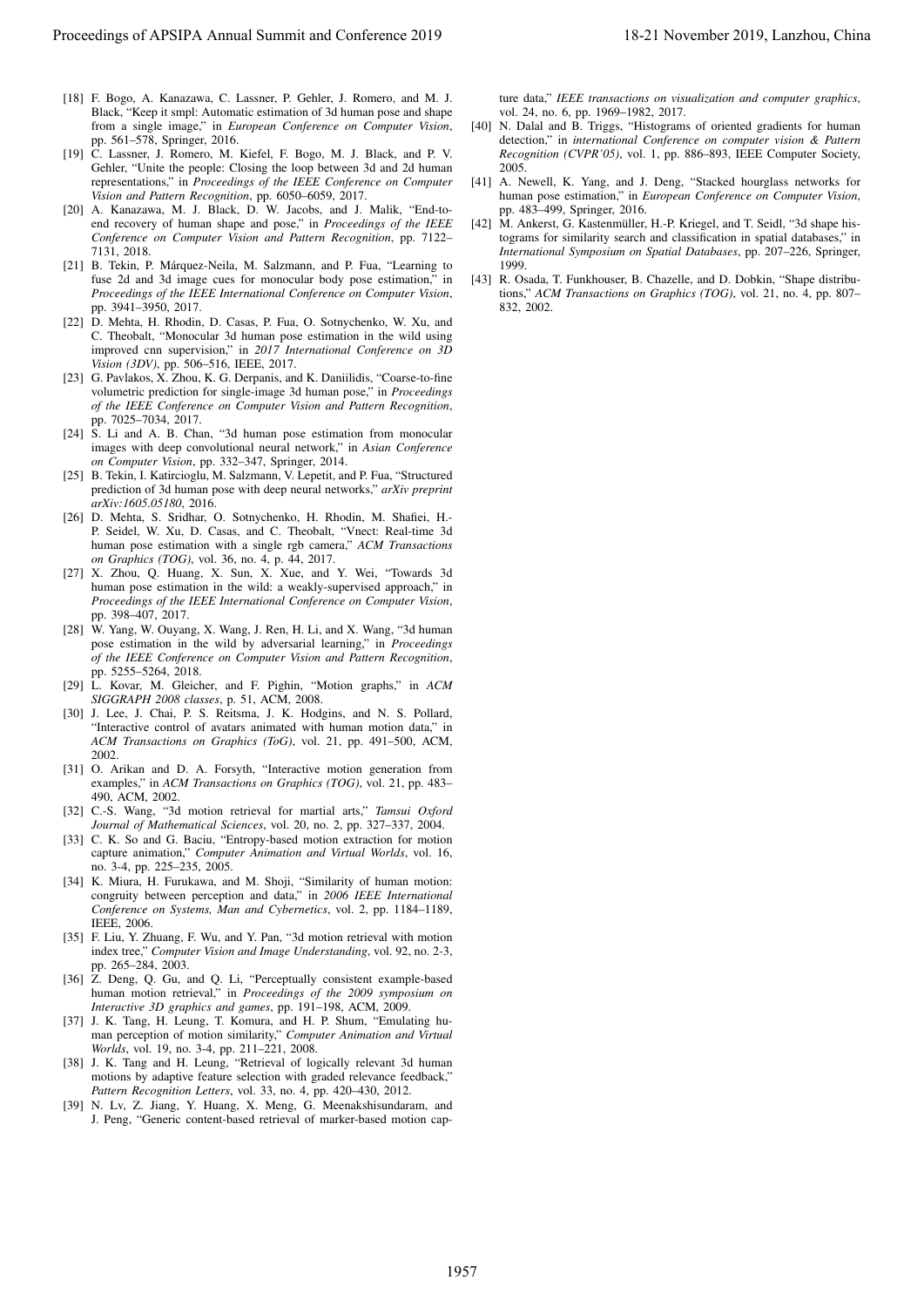[18] F. Bogo, A. Kanazawa, C. Lassner, P. Gehler, J. Romero, and M. J. Black, "Keep it smpl: Automatic estimation of 3d human pose and shape from a single image," in *European Conference on Computer Vision*, pp. 561–578, Springer, 2016.

[19] C. Lassner, J. Romero, M. Kiefel, F. Bogo, M. J. Black, and P. V. Gehler, "Unite the people: Closing the loop between 3d and 2d human representations," in *Proceedings of the IEEE Conference on Computer Vision and Pattern Recognition*, pp. 6050–6059, 2017.

[20] A. Kanazawa, M. J. Black, D. W. Jacobs, and J. Malik, "End-to-end recovery of human shape and pose," in *Proceedings of the IEEE Conference on Computer Vision and Pattern Recognition*, pp. 7122–7131, 2018.

[21] B. Tekin, P. Márquez-Neila, M. Salzmann, and P. Fua, "Learning to fuse 2d and 3d image cues for monocular body pose estimation," in *Proceedings of the IEEE International Conference on Computer Vision*, pp. 3941–3950, 2017.

[22] D. Mehta, H. Rhodin, D. Casas, P. Fua, O. Sotnychenko, W. Xu, and C. Theobalt, "Monocular 3d human pose estimation in the wild using improved cnn supervision," in *2017 International Conference on 3D Vision (3DV)*, pp. 506–516, IEEE, 2017.

[23] G. Pavlakos, X. Zhou, K. G. Derpanis, and K. Daniilidis, "Coarse-to-fine volumetric prediction for single-image 3d human pose," in *Proceedings of the IEEE Conference on Computer Vision and Pattern Recognition*, pp. 7025–7034, 2017.

[24] S. Li and A. B. Chan, "3d human pose estimation from monocular images with deep convolutional neural network," in *Asian Conference on Computer Vision*, pp. 332–347, Springer, 2014.

[25] B. Tekin, I. Katircioglu, M. Salzmann, V. Lepetit, and P. Fua, "Structured prediction of 3d human pose with deep neural networks," *arXiv preprint arXiv:1605.05180*, 2016.

[26] D. Mehta, S. Sridhar, O. Sotnychenko, H. Rhodin, M. Shafiei, H.-P. Seidel, W. Xu, D. Casas, and C. Theobalt, "Vnect: Real-time 3d human pose estimation with a single rgb camera," *ACM Transactions on Graphics (TOG)*, vol. 36, no. 4, p. 44, 2017.

[27] X. Zhou, Q. Huang, X. Sun, X. Xue, and Y. Wei, "Towards 3d human pose estimation in the wild: a weakly-supervised approach," in *Proceedings of the IEEE International Conference on Computer Vision*, pp. 398–407, 2017.

[28] W. Yang, W. Ouyang, X. Wang, J. Ren, H. Li, and X. Wang, "3d human pose estimation in the wild by adversarial learning," in *Proceedings of the IEEE Conference on Computer Vision and Pattern Recognition*, pp. 5255–5264, 2018.

[29] L. Kovar, M. Gleicher, and F. Pighin, "Motion graphs," in *ACM SIGGRAPH 2008 classes*, p. 51, ACM, 2008.

[30] J. Lee, J. Chai, P. S. Reitsma, J. K. Hodgins, and N. S. Pollard, "Interactive control of avatars animated with human motion data," in *ACM Transactions on Graphics (ToG)*, vol. 21, pp. 491–500, ACM, 2002.

[31] O. Arikan and D. A. Forsyth, "Interactive motion generation from examples," in *ACM Transactions on Graphics (TOG)*, vol. 21, pp. 483–490, ACM, 2002.

[32] C.-S. Wang, "3d motion retrieval for martial arts," *Tamsui Oxford Journal of Mathematical Sciences*, vol. 20, no. 2, pp. 327–337, 2004.

[33] C. K. So and G. Baciu, "Entropy-based motion extraction for motion capture animation," *Computer Animation and Virtual Worlds*, vol. 16, no. 3-4, pp. 225–235, 2005.

[34] K. Miura, H. Furukawa, and M. Shoji, "Similarity of human motion: congruity between perception and data," in *2006 IEEE International Conference on Systems, Man and Cybernetics*, vol. 2, pp. 1184–1189, IEEE, 2006.

[35] F. Liu, Y. Zhuang, F. Wu, and Y. Pan, "3d motion retrieval with motion index tree," *Computer Vision and Image Understanding*, vol. 92, no. 2-3, pp. 265–284, 2003.

[36] Z. Deng, Q. Gu, and Q. Li, "Perceptually consistent example-based human motion retrieval," in *Proceedings of the 2009 symposium on Interactive 3D graphics and games*, pp. 191–198, ACM, 2009.

[37] J. K. Tang, H. Leung, T. Komura, and H. P. Shum, "Emulating human perception of motion similarity," *Computer Animation and Virtual Worlds*, vol. 19, no. 3-4, pp. 211–221, 2008.

[38] J. K. Tang and H. Leung, "Retrieval of logically relevant 3d human motions by adaptive feature selection with graded relevance feedback," *Pattern Recognition Letters*, vol. 33, no. 4, pp. 420–430, 2012.

[39] N. Lv, Z. Jiang, Y. Huang, X. Meng, G. Meenakshisundaram, and J. Peng, "Generic content-based retrieval of marker-based motion capture data," *IEEE transactions on visualization and computer graphics*, vol. 24, no. 6, pp. 1969–1982, 2017.

[40] N. Dalal and B. Triggs, "Histograms of oriented gradients for human detection," in *international Conference on computer vision & Pattern Recognition (CVPR'05)*, vol. 1, pp. 886–893, IEEE Computer Society, 2005.

[41] A. Newell, K. Yang, and J. Deng, "Stacked hourglass networks for human pose estimation," in *European Conference on Computer Vision*, pp. 483–499, Springer, 2016.

[42] M. Ankerst, G. Kastenmüller, H.-P. Kriegel, and T. Seidl, "3d shape histograms for similarity search and classification in spatial databases," in *International Symposium on Spatial Databases*, pp. 207–226, Springer, 1999.

[43] R. Osada, T. Funkhouser, B. Chazelle, and D. Dobkin, "Shape distributions," *ACM Transactions on Graphics (TOG)*, vol. 21, no. 4, pp. 807–832, 2002.